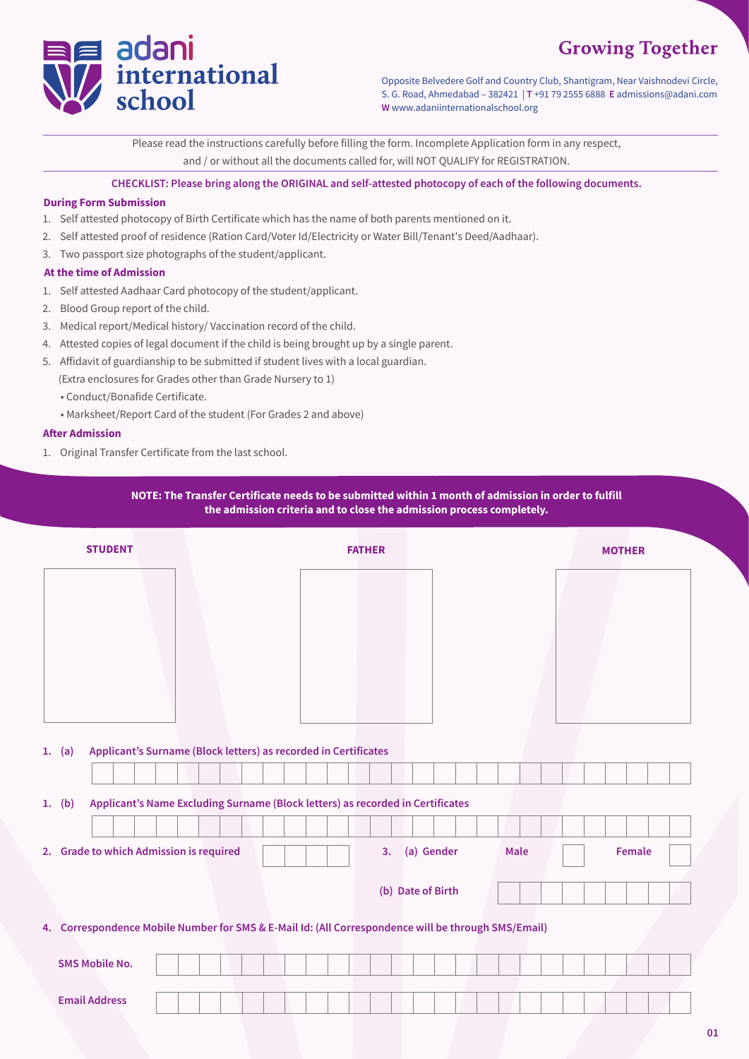# adani international school

## Growing Together

Opposite Belvedere Golf and Country Club, Shantigram, Near Vaishnodevi Circle, S. G. Road, Ahmedabad – 382421 | **T** +91 79 2555 6888 **E** admissions@adani.com
**W** www.adaniinternationalschool.org

Please read the instructions carefully before filling the form. Incomplete Application form in any respect, and / or without all the documents called for, will NOT QUALIFY for REGISTRATION.

**CHECKLIST: Please bring along the ORIGINAL and self-attested photocopy of each of the following documents.**

### During Form Submission

1. Self attested photocopy of Birth Certificate which has the name of both parents mentioned on it.
2. Self attested proof of residence (Ration Card/Voter Id/Electricity or Water Bill/Tenant's Deed/Aadhaar).
3. Two passport size photographs of the student/applicant.

### At the time of Admission

1. Self attested Aadhaar Card photocopy of the student/applicant.
2. Blood Group report of the child.
3. Medical report/Medical history/ Vaccination record of the child.
4. Attested copies of legal document if the child is being brought up by a single parent.
5. Affidavit of guardianship to be submitted if student lives with a local guardian.
   (Extra enclosures for Grades other than Grade Nursery to 1)
   - Conduct/Bonafide Certificate.
   - Marksheet/Report Card of the student (For Grades 2 and above)

### After Admission

1. Original Transfer Certificate from the last school.

**NOTE: The Transfer Certificate needs to be submitted within 1 month of admission in order to fulfill the admission criteria and to close the admission process completely.**

| STUDENT | FATHER | MOTHER |
|---|---|---|
| | | |

**1. (a) Applicant's Surname (Block letters) as recorded in Certificates**

**1. (b) Applicant's Name Excluding Surname (Block letters) as recorded in Certificates**

**2. Grade to which Admission is required**

**3. (a) Gender** Male ☐ Female ☐

**(b) Date of Birth**

**4. Correspondence Mobile Number for SMS & E-Mail Id: (All Correspondence will be through SMS/Email)**

**SMS Mobile No.**

**Email Address**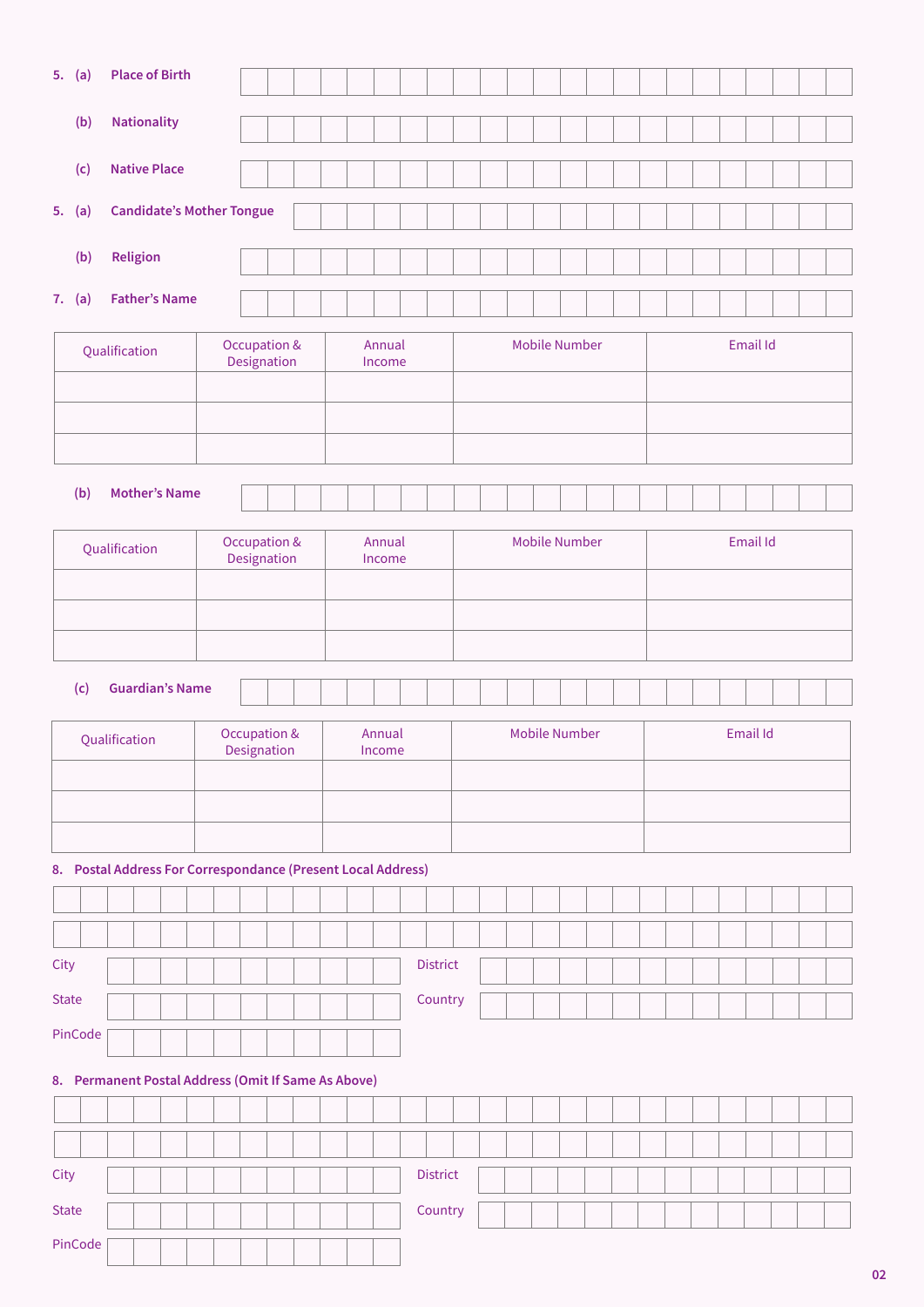5. (a) **Place of Birth**

(b) **Nationality**

(c) **Native Place**

5. (a) **Candidate's Mother Tongue**

(b) **Religion**

7. (a) **Father's Name**

| Qualification | Occupation & Designation | Annual Income | Mobile Number | Email Id |
|---|---|---|---|---|
| | | | | |
| | | | | |
| | | | | |

(b) **Mother's Name**

| Qualification | Occupation & Designation | Annual Income | Mobile Number | Email Id |
|---|---|---|---|---|
| | | | | |
| | | | | |
| | | | | |

(c) **Guardian's Name**

| Qualification | Occupation & Designation | Annual Income | Mobile Number | Email Id |
|---|---|---|---|---|
| | | | | |
| | | | | |
| | | | | |

8. **Postal Address For Correspondance (Present Local Address)**

City

District

State

Country

PinCode

8. **Permanent Postal Address (Omit If Same As Above)**

City

District

State

Country

PinCode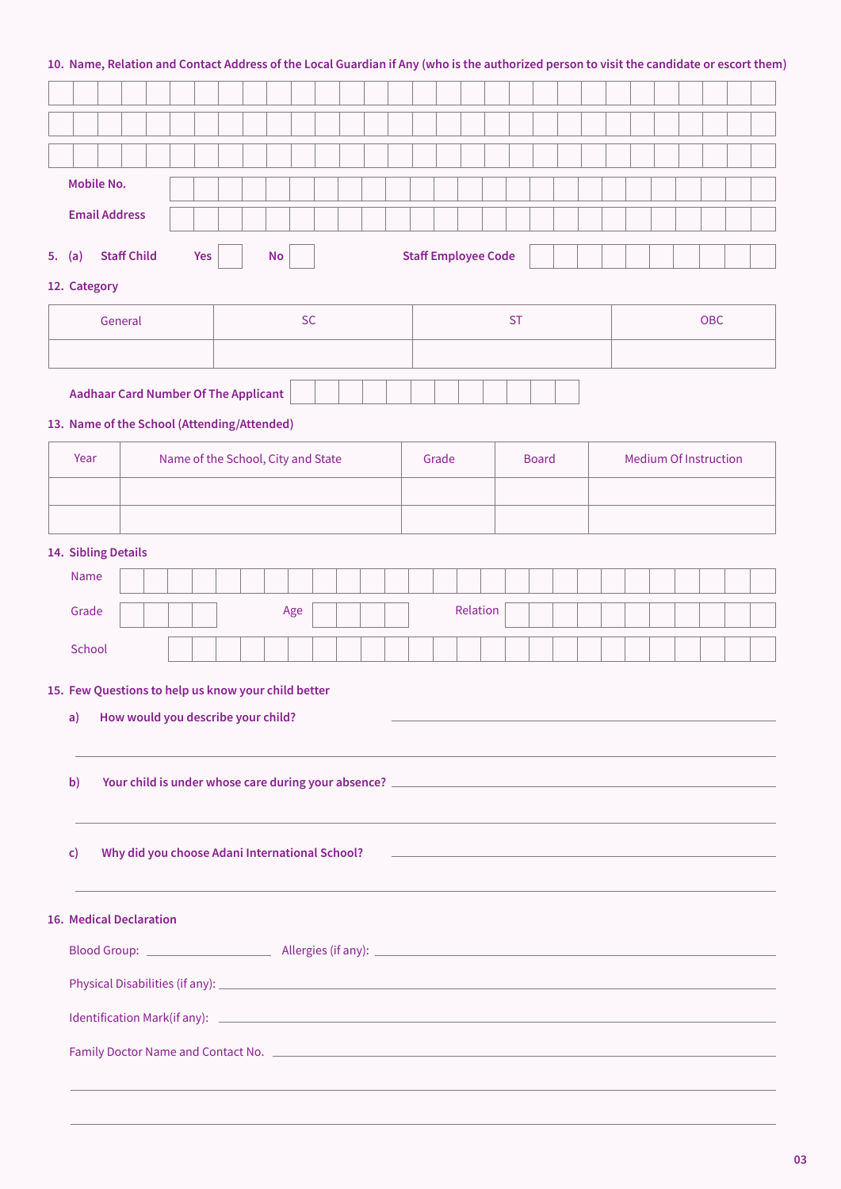**10. Name, Relation and Contact Address of the Local Guardian if Any (who is the authorized person to visit the candidate or escort them)**

**Mobile No.**

**Email Address**

**5. (a) Staff Child** **Yes** ☐ **No** ☐ **Staff Employee Code**

**12. Category**

| General | SC | ST | OBC |
|---|---|---|---|
| | | | |

**Aadhaar Card Number Of The Applicant**

**13. Name of the School (Attending/Attended)**

| Year | Name of the School, City and State | Grade | Board | Medium Of Instruction |
|---|---|---|---|---|
| | | | | |
| | | | | |

**14. Sibling Details**

Name

Grade Age Relation

School

**15. Few Questions to help us know your child better**

**a) How would you describe your child?** ______________________________

**b) Your child is under whose care during your absence?** ______________________________

**c) Why did you choose Adani International School?** ______________________________

**16. Medical Declaration**

Blood Group: ______________ Allergies (if any): ______________________________

Physical Disabilities (if any): ______________________________

Identification Mark(if any): ______________________________

Family Doctor Name and Contact No. ______________________________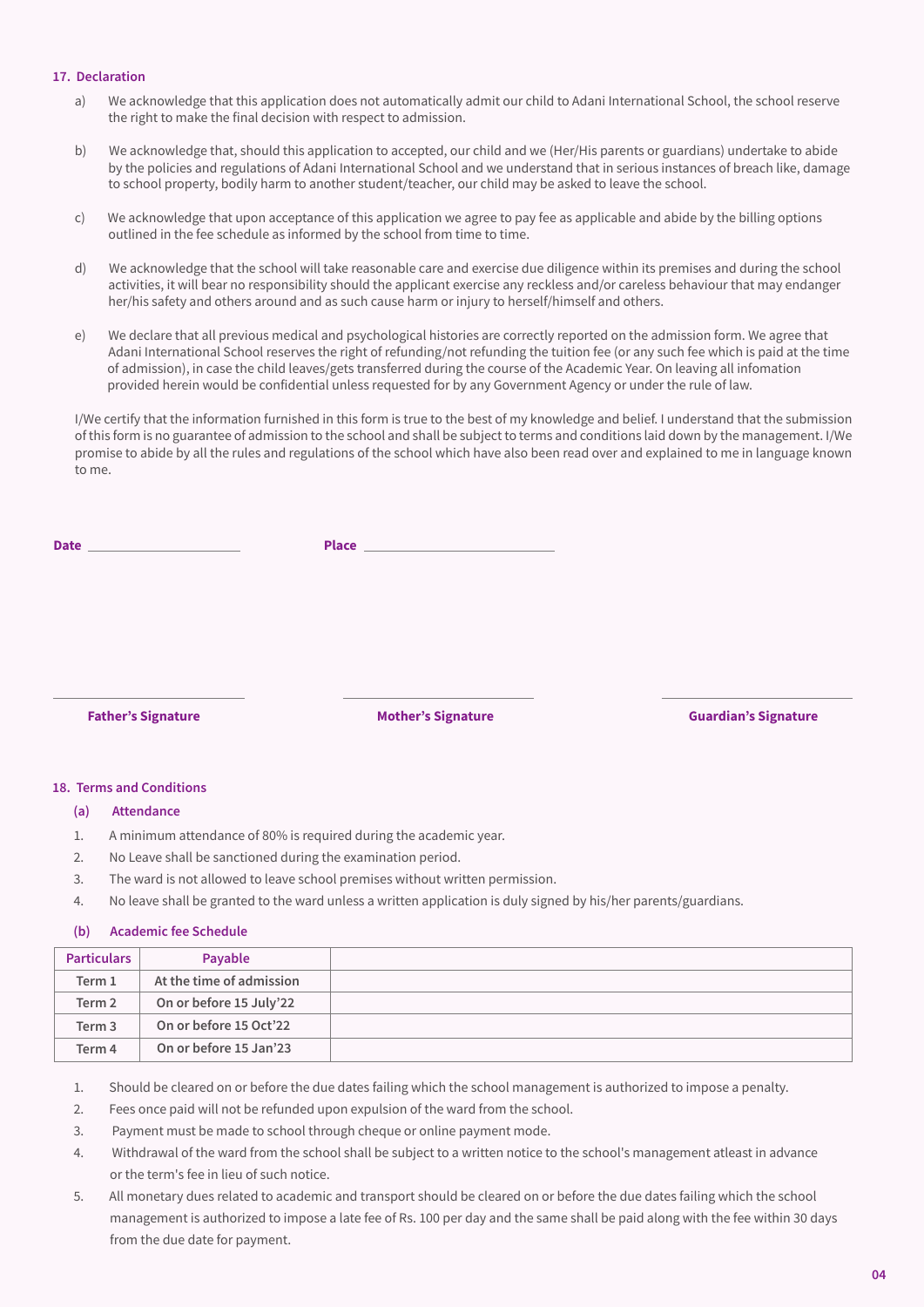## 17. Declaration

a) We acknowledge that this application does not automatically admit our child to Adani International School, the school reserve the right to make the final decision with respect to admission.

b) We acknowledge that, should this application to accepted, our child and we (Her/His parents or guardians) undertake to abide by the policies and regulations of Adani International School and we understand that in serious instances of breach like, damage to school property, bodily harm to another student/teacher, our child may be asked to leave the school.

c) We acknowledge that upon acceptance of this application we agree to pay fee as applicable and abide by the billing options outlined in the fee schedule as informed by the school from time to time.

d) We acknowledge that the school will take reasonable care and exercise due diligence within its premises and during the school activities, it will bear no responsibility should the applicant exercise any reckless and/or careless behaviour that may endanger her/his safety and others around and as such cause harm or injury to herself/himself and others.

e) We declare that all previous medical and psychological histories are correctly reported on the admission form. We agree that Adani International School reserves the right of refunding/not refunding the tuition fee (or any such fee which is paid at the time of admission), in case the child leaves/gets transferred during the course of the Academic Year. On leaving all infomation provided herein would be confidential unless requested for by any Government Agency or under the rule of law.

I/We certify that the information furnished in this form is true to the best of my knowledge and belief. I understand that the submission of this form is no guarantee of admission to the school and shall be subject to terms and conditions laid down by the management. I/We promise to abide by all the rules and regulations of the school which have also been read over and explained to me in language known to me.

**Date** ______________________ **Place** ___________________________

______________________ ______________________ ______________________

**Father's Signature** **Mother's Signature** **Guardian's Signature**

## 18. Terms and Conditions

### (a) Attendance

1. A minimum attendance of 80% is required during the academic year.
2. No Leave shall be sanctioned during the examination period.
3. The ward is not allowed to leave school premises without written permission.
4. No leave shall be granted to the ward unless a written application is duly signed by his/her parents/guardians.

### (b) Academic fee Schedule

| Particulars | Payable | |
|---|---|---|
| Term 1 | At the time of admission | |
| Term 2 | On or before 15 July'22 | |
| Term 3 | On or before 15 Oct'22 | |
| Term 4 | On or before 15 Jan'23 | |

1. Should be cleared on or before the due dates failing which the school management is authorized to impose a penalty.
2. Fees once paid will not be refunded upon expulsion of the ward from the school.
3. Payment must be made to school through cheque or online payment mode.
4. Withdrawal of the ward from the school shall be subject to a written notice to the school's management atleast in advance or the term's fee in lieu of such notice.
5. All monetary dues related to academic and transport should be cleared on or before the due dates failing which the school management is authorized to impose a late fee of Rs. 100 per day and the same shall be paid along with the fee within 30 days from the due date for payment.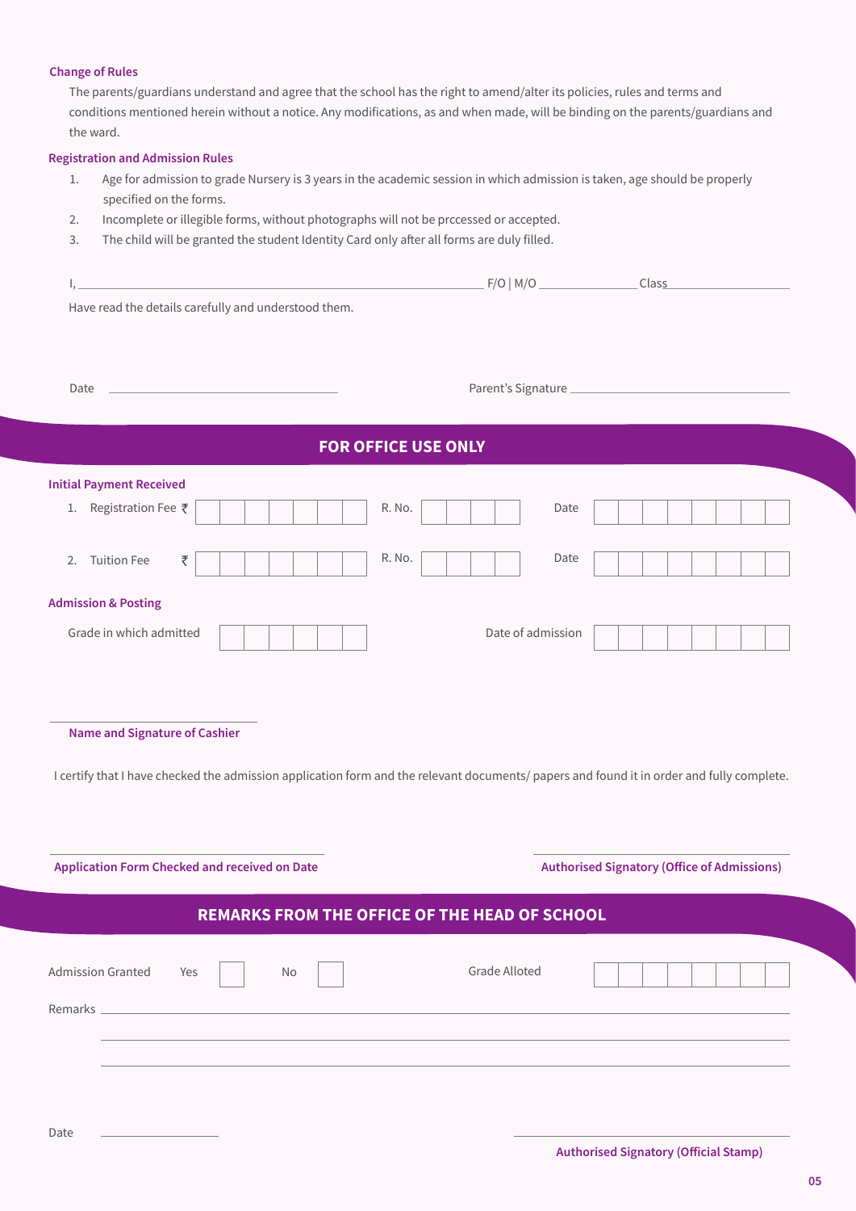### Change of Rules

The parents/guardians understand and agree that the school has the right to amend/alter its policies, rules and terms and conditions mentioned herein without a notice. Any modifications, as and when made, will be binding on the parents/guardians and the ward.

### Registration and Admission Rules

1. Age for admission to grade Nursery is 3 years in the academic session in which admission is taken, age should be properly specified on the forms.
2. Incomplete or illegible forms, without photographs will not be prccessed or accepted.
3. The child will be granted the student Identity Card only after all forms are duly filled.

I, ______________________________ F/O | M/O ______________ Class ______________

Have read the details carefully and understood them.

Date ______________________ Parent's Signature ______________________

## FOR OFFICE USE ONLY

### Initial Payment Received

1. Registration Fee ₹ ____________ R. No. ________ Date ____________
2. Tuition Fee ₹ ____________ R. No. ________ Date ____________

### Admission & Posting

Grade in which admitted ____________ Date of admission ____________

______________________

**Name and Signature of Cashier**

I certify that I have checked the admission application form and the relevant documents/ papers and found it in order and fully complete.

______________________ ______________________

**Application Form Checked and received on Date** **Authorised Signatory (Office of Admissions)**

## REMARKS FROM THE OFFICE OF THE HEAD OF SCHOOL

Admission Granted Yes ☐ No ☐ Grade Alloted ____________

Remarks ______________________________________________

______________________________________________

______________________________________________

Date ____________ ______________________

**Authorised Signatory (Official Stamp)**